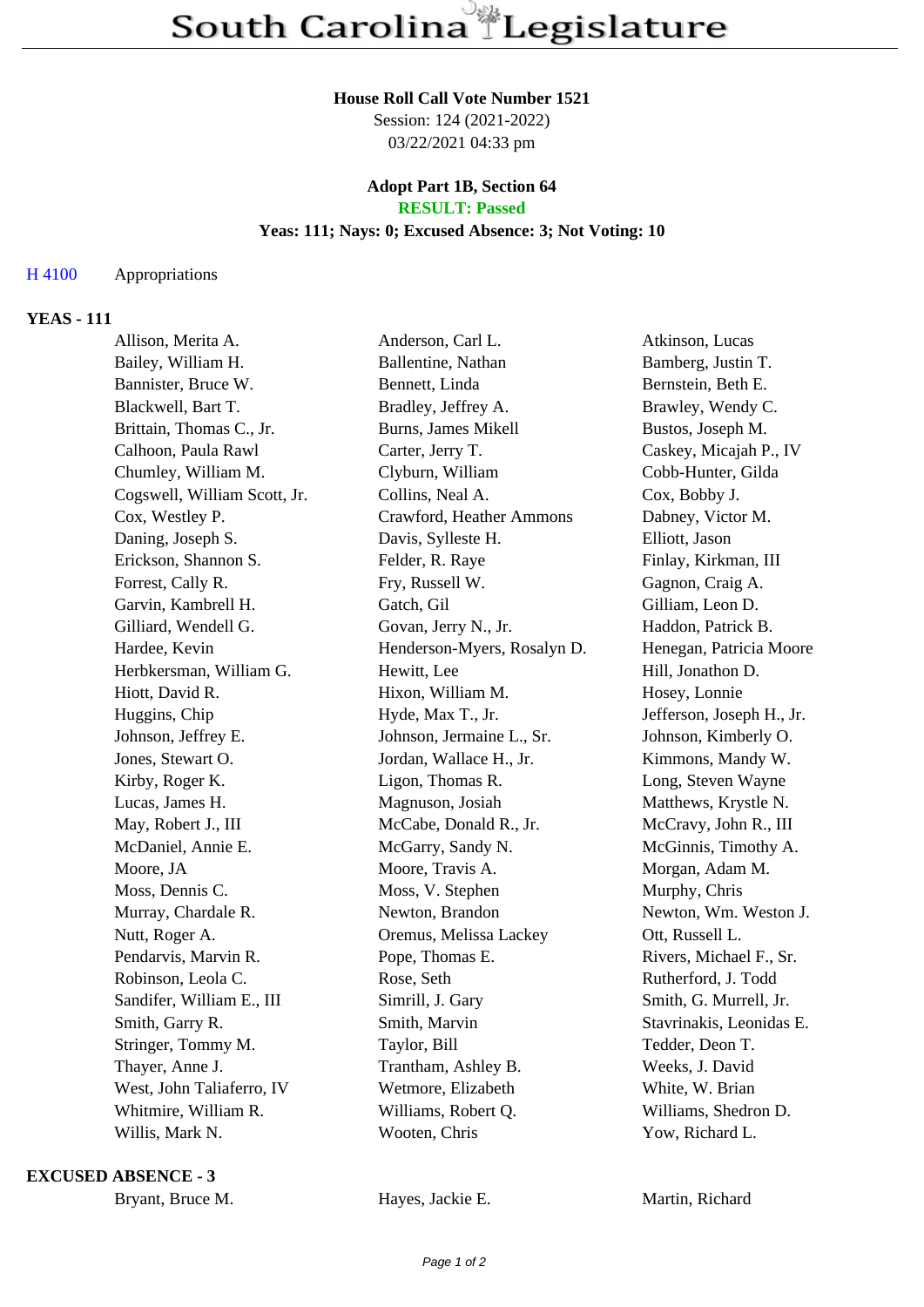# South Carolina Legislature

**House Roll Call Vote Number 1521**
Session: 124 (2021-2022)
03/22/2021 04:33 pm

**Adopt Part 1B, Section 64**
**RESULT: Passed**
**Yeas: 111; Nays: 0; Excused Absence: 3; Not Voting: 10**

H 4100 Appropriations

**YEAS - 111**

| | | |
|---|---|---|
| Allison, Merita A. | Anderson, Carl L. | Atkinson, Lucas |
| Bailey, William H. | Ballentine, Nathan | Bamberg, Justin T. |
| Bannister, Bruce W. | Bennett, Linda | Bernstein, Beth E. |
| Blackwell, Bart T. | Bradley, Jeffrey A. | Brawley, Wendy C. |
| Brittain, Thomas C., Jr. | Burns, James Mikell | Bustos, Joseph M. |
| Calhoon, Paula Rawl | Carter, Jerry T. | Caskey, Micajah P., IV |
| Chumley, William M. | Clyburn, William | Cobb-Hunter, Gilda |
| Cogswell, William Scott, Jr. | Collins, Neal A. | Cox, Bobby J. |
| Cox, Westley P. | Crawford, Heather Ammons | Dabney, Victor M. |
| Daning, Joseph S. | Davis, Sylleste H. | Elliott, Jason |
| Erickson, Shannon S. | Felder, R. Raye | Finlay, Kirkman, III |
| Forrest, Cally R. | Fry, Russell W. | Gagnon, Craig A. |
| Garvin, Kambrell H. | Gatch, Gil | Gilliam, Leon D. |
| Gilliard, Wendell G. | Govan, Jerry N., Jr. | Haddon, Patrick B. |
| Hardee, Kevin | Henderson-Myers, Rosalyn D. | Henegan, Patricia Moore |
| Herbkersman, William G. | Hewitt, Lee | Hill, Jonathon D. |
| Hiott, David R. | Hixon, William M. | Hosey, Lonnie |
| Huggins, Chip | Hyde, Max T., Jr. | Jefferson, Joseph H., Jr. |
| Johnson, Jeffrey E. | Johnson, Jermaine L., Sr. | Johnson, Kimberly O. |
| Jones, Stewart O. | Jordan, Wallace H., Jr. | Kimmons, Mandy W. |
| Kirby, Roger K. | Ligon, Thomas R. | Long, Steven Wayne |
| Lucas, James H. | Magnuson, Josiah | Matthews, Krystle N. |
| May, Robert J., III | McCabe, Donald R., Jr. | McCravy, John R., III |
| McDaniel, Annie E. | McGarry, Sandy N. | McGinnis, Timothy A. |
| Moore, JA | Moore, Travis A. | Morgan, Adam M. |
| Moss, Dennis C. | Moss, V. Stephen | Murphy, Chris |
| Murray, Chardale R. | Newton, Brandon | Newton, Wm. Weston J. |
| Nutt, Roger A. | Oremus, Melissa Lackey | Ott, Russell L. |
| Pendarvis, Marvin R. | Pope, Thomas E. | Rivers, Michael F., Sr. |
| Robinson, Leola C. | Rose, Seth | Rutherford, J. Todd |
| Sandifer, William E., III | Simrill, J. Gary | Smith, G. Murrell, Jr. |
| Smith, Garry R. | Smith, Marvin | Stavrinakis, Leonidas E. |
| Stringer, Tommy M. | Taylor, Bill | Tedder, Deon T. |
| Thayer, Anne J. | Trantham, Ashley B. | Weeks, J. David |
| West, John Taliaferro, IV | Wetmore, Elizabeth | White, W. Brian |
| Whitmire, William R. | Williams, Robert Q. | Williams, Shedron D. |
| Willis, Mark N. | Wooten, Chris | Yow, Richard L. |

**EXCUSED ABSENCE - 3**

| | | |
|---|---|---|
| Bryant, Bruce M. | Hayes, Jackie E. | Martin, Richard |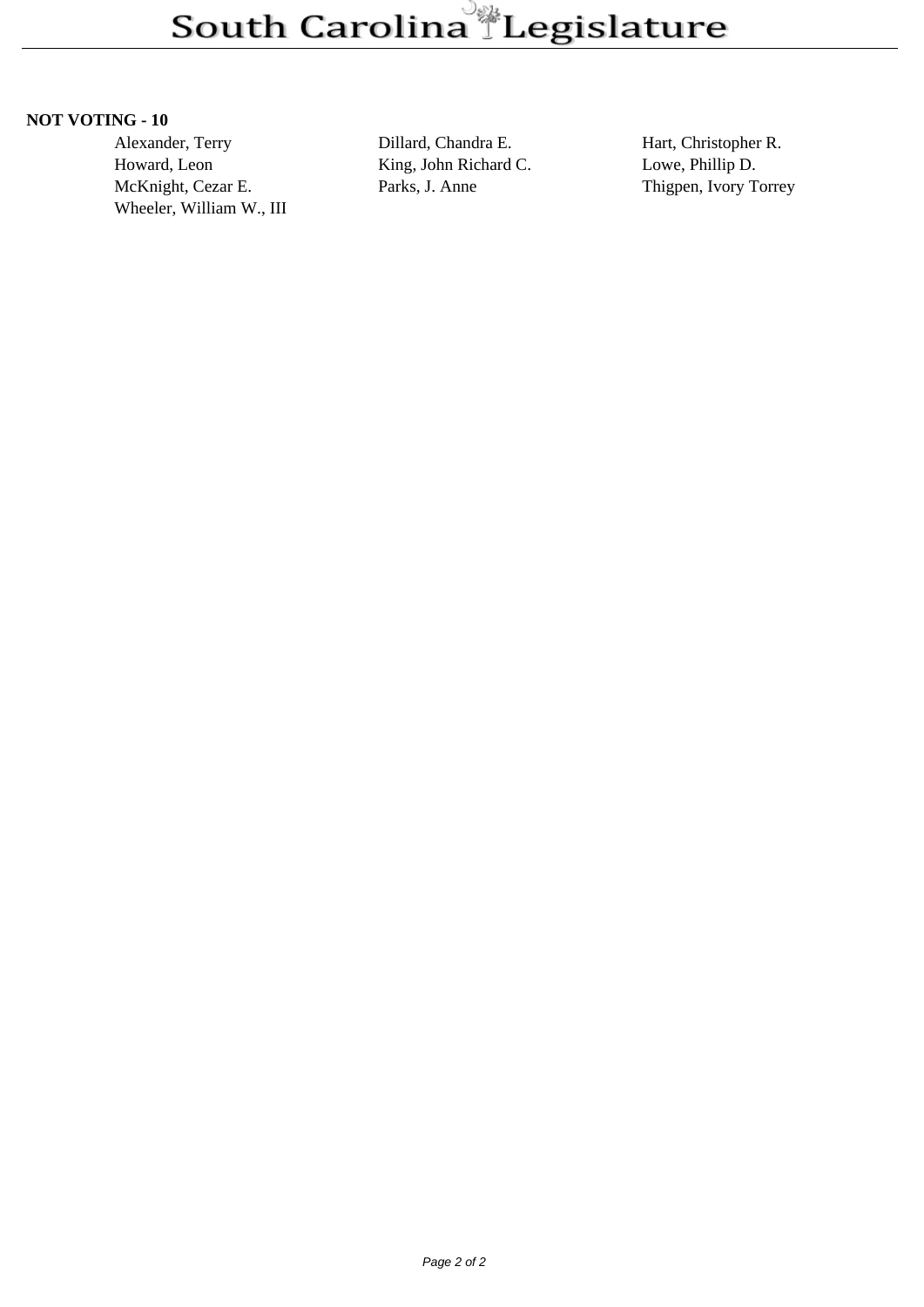**NOT VOTING - 10**

| | | |
|---|---|---|
| Alexander, Terry | Dillard, Chandra E. | Hart, Christopher R. |
| Howard, Leon | King, John Richard C. | Lowe, Phillip D. |
| McKnight, Cezar E. | Parks, J. Anne | Thigpen, Ivory Torrey |
| Wheeler, William W., III | | |